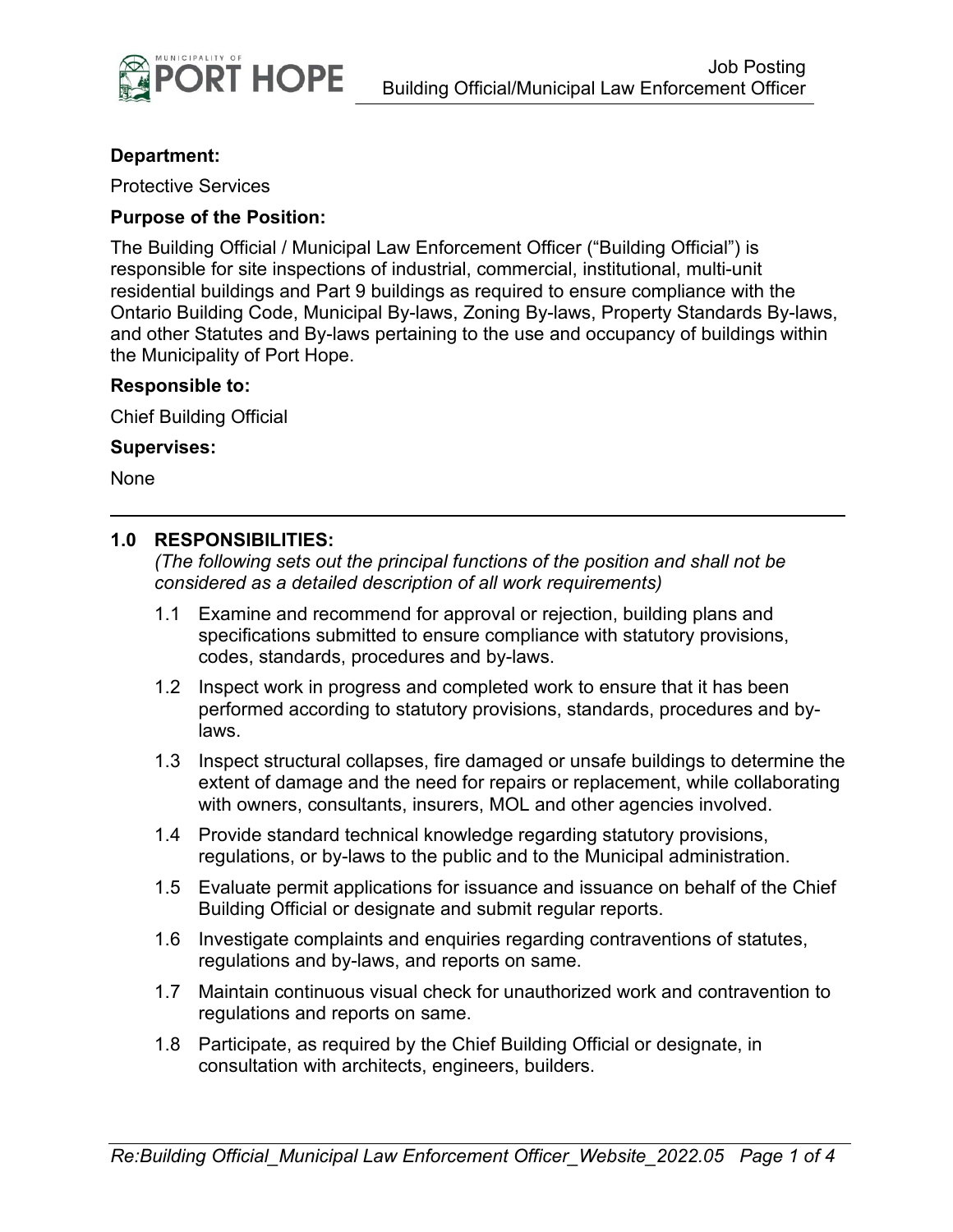# Job Posting
## Building Official/Municipal Law Enforcement Officer

**Department:**

Protective Services

**Purpose of the Position:**

The Building Official / Municipal Law Enforcement Officer ("Building Official") is responsible for site inspections of industrial, commercial, institutional, multi-unit residential buildings and Part 9 buildings as required to ensure compliance with the Ontario Building Code, Municipal By-laws, Zoning By-laws, Property Standards By-laws, and other Statutes and By-laws pertaining to the use and occupancy of buildings within the Municipality of Port Hope.

**Responsible to:**

Chief Building Official

**Supervises:**

None

---

### 1.0 RESPONSIBILITIES:

*(The following sets out the principal functions of the position and shall not be considered as a detailed description of all work requirements)*

1.1 Examine and recommend for approval or rejection, building plans and specifications submitted to ensure compliance with statutory provisions, codes, standards, procedures and by-laws.

1.2 Inspect work in progress and completed work to ensure that it has been performed according to statutory provisions, standards, procedures and by-laws.

1.3 Inspect structural collapses, fire damaged or unsafe buildings to determine the extent of damage and the need for repairs or replacement, while collaborating with owners, consultants, insurers, MOL and other agencies involved.

1.4 Provide standard technical knowledge regarding statutory provisions, regulations, or by-laws to the public and to the Municipal administration.

1.5 Evaluate permit applications for issuance and issuance on behalf of the Chief Building Official or designate and submit regular reports.

1.6 Investigate complaints and enquiries regarding contraventions of statutes, regulations and by-laws, and reports on same.

1.7 Maintain continuous visual check for unauthorized work and contravention to regulations and reports on same.

1.8 Participate, as required by the Chief Building Official or designate, in consultation with architects, engineers, builders.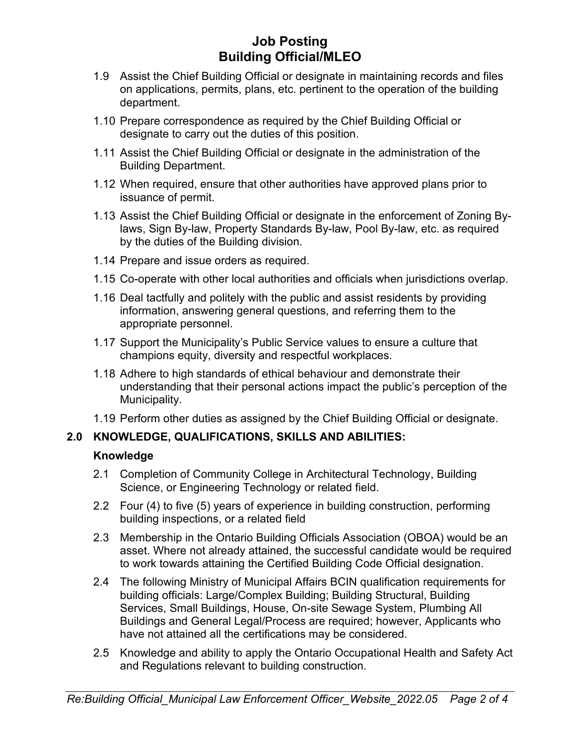1.9 Assist the Chief Building Official or designate in maintaining records and files on applications, permits, plans, etc. pertinent to the operation of the building department.

1.10 Prepare correspondence as required by the Chief Building Official or designate to carry out the duties of this position.

1.11 Assist the Chief Building Official or designate in the administration of the Building Department.

1.12 When required, ensure that other authorities have approved plans prior to issuance of permit.

1.13 Assist the Chief Building Official or designate in the enforcement of Zoning By-laws, Sign By-law, Property Standards By-law, Pool By-law, etc. as required by the duties of the Building division.

1.14 Prepare and issue orders as required.

1.15 Co-operate with other local authorities and officials when jurisdictions overlap.

1.16 Deal tactfully and politely with the public and assist residents by providing information, answering general questions, and referring them to the appropriate personnel.

1.17 Support the Municipality's Public Service values to ensure a culture that champions equity, diversity and respectful workplaces.

1.18 Adhere to high standards of ethical behaviour and demonstrate their understanding that their personal actions impact the public's perception of the Municipality.

1.19 Perform other duties as assigned by the Chief Building Official or designate.

## 2.0 KNOWLEDGE, QUALIFICATIONS, SKILLS AND ABILITIES:

### Knowledge

2.1 Completion of Community College in Architectural Technology, Building Science, or Engineering Technology or related field.

2.2 Four (4) to five (5) years of experience in building construction, performing building inspections, or a related field

2.3 Membership in the Ontario Building Officials Association (OBOA) would be an asset. Where not already attained, the successful candidate would be required to work towards attaining the Certified Building Code Official designation.

2.4 The following Ministry of Municipal Affairs BCIN qualification requirements for building officials: Large/Complex Building; Building Structural, Building Services, Small Buildings, House, On-site Sewage System, Plumbing All Buildings and General Legal/Process are required; however, Applicants who have not attained all the certifications may be considered.

2.5 Knowledge and ability to apply the Ontario Occupational Health and Safety Act and Regulations relevant to building construction.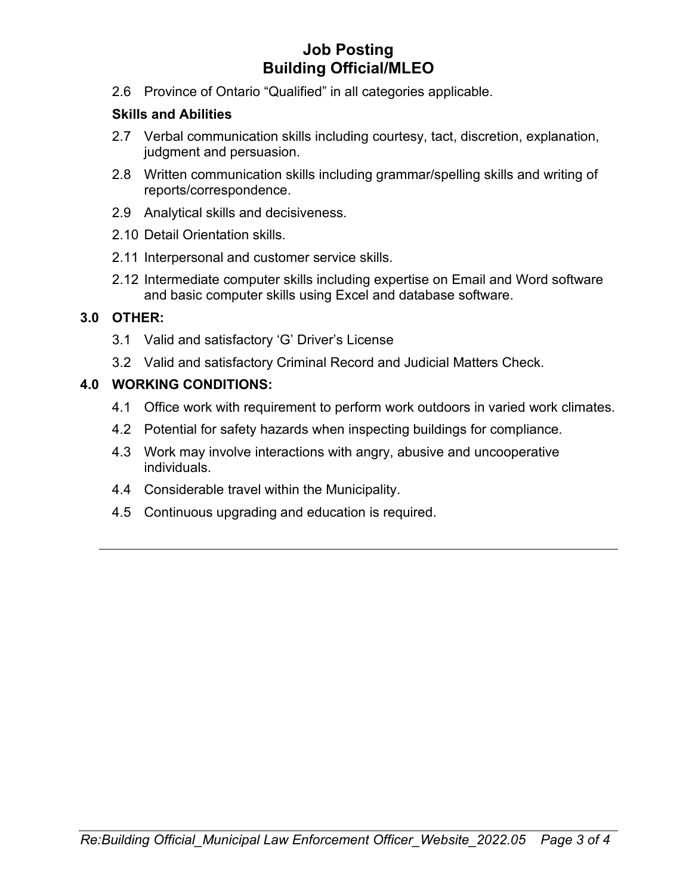2.6 Province of Ontario “Qualified” in all categories applicable.

**Skills and Abilities**

2.7 Verbal communication skills including courtesy, tact, discretion, explanation, judgment and persuasion.

2.8 Written communication skills including grammar/spelling skills and writing of reports/correspondence.

2.9 Analytical skills and decisiveness.

2.10 Detail Orientation skills.

2.11 Interpersonal and customer service skills.

2.12 Intermediate computer skills including expertise on Email and Word software and basic computer skills using Excel and database software.

## 3.0 OTHER:

3.1 Valid and satisfactory ‘G’ Driver’s License

3.2 Valid and satisfactory Criminal Record and Judicial Matters Check.

## 4.0 WORKING CONDITIONS:

4.1 Office work with requirement to perform work outdoors in varied work climates.

4.2 Potential for safety hazards when inspecting buildings for compliance.

4.3 Work may involve interactions with angry, abusive and uncooperative individuals.

4.4 Considerable travel within the Municipality.

4.5 Continuous upgrading and education is required.

---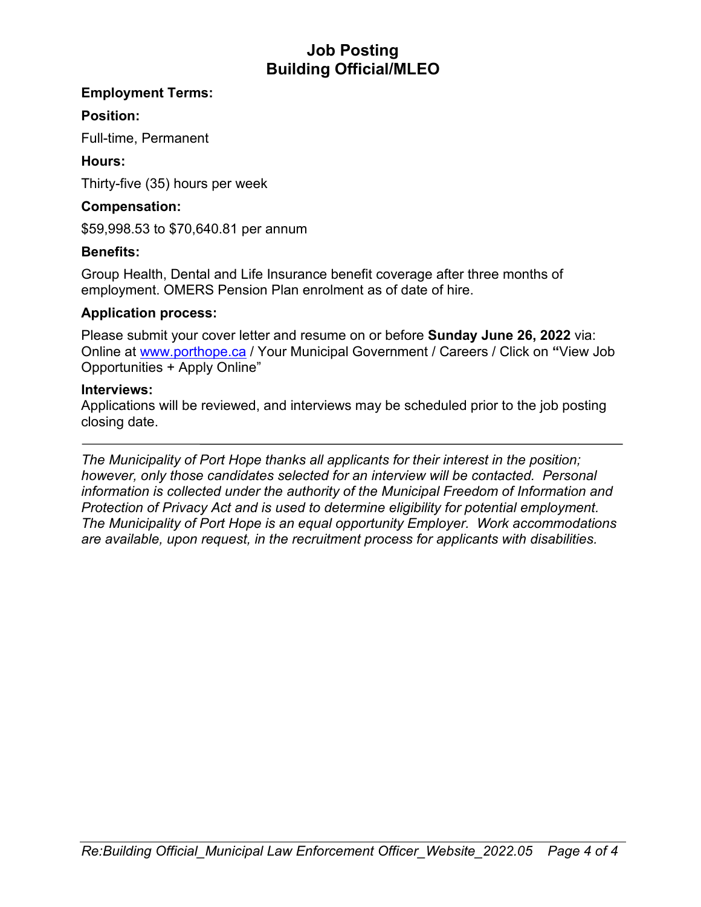# Job Posting
# Building Official/MLEO

**Employment Terms:**

**Position:**

Full-time, Permanent

**Hours:**

Thirty-five (35) hours per week

**Compensation:**

$59,998.53 to $70,640.81 per annum

**Benefits:**

Group Health, Dental and Life Insurance benefit coverage after three months of employment. OMERS Pension Plan enrolment as of date of hire.

**Application process:**

Please submit your cover letter and resume on or before **Sunday June 26, 2022** via: Online at [www.porthope.ca](http://www.porthope.ca) / Your Municipal Government / Careers / Click on **"**View Job Opportunities + Apply Online"

**Interviews:**
Applications will be reviewed, and interviews may be scheduled prior to the job posting closing date.

---

*The Municipality of Port Hope thanks all applicants for their interest in the position; however, only those candidates selected for an interview will be contacted. Personal information is collected under the authority of the Municipal Freedom of Information and Protection of Privacy Act and is used to determine eligibility for potential employment. The Municipality of Port Hope is an equal opportunity Employer. Work accommodations are available, upon request, in the recruitment process for applicants with disabilities.*